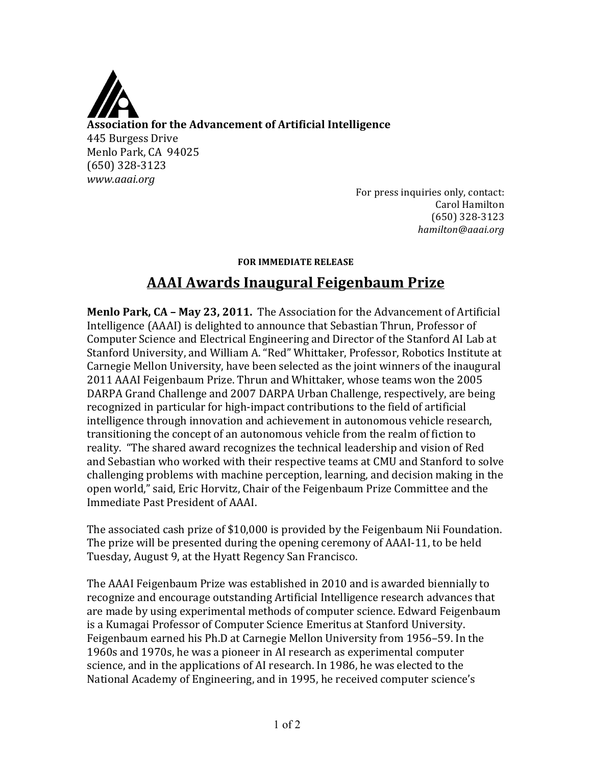**Association for the Advancement of Artificial Intelligence**
445 Burgess Drive
Menlo Park, CA 94025
(650) 328-3123
*www.aaai.org*

For press inquiries only, contact:
Carol Hamilton
(650) 328-3123
*hamilton@aaai.org*

**FOR IMMEDIATE RELEASE**

# AAAI Awards Inaugural Feigenbaum Prize

**Menlo Park, CA – May 23, 2011.** The Association for the Advancement of Artificial Intelligence (AAAI) is delighted to announce that Sebastian Thrun, Professor of Computer Science and Electrical Engineering and Director of the Stanford AI Lab at Stanford University, and William A. "Red" Whittaker, Professor, Robotics Institute at Carnegie Mellon University, have been selected as the joint winners of the inaugural 2011 AAAI Feigenbaum Prize. Thrun and Whittaker, whose teams won the 2005 DARPA Grand Challenge and 2007 DARPA Urban Challenge, respectively, are being recognized in particular for high-impact contributions to the field of artificial intelligence through innovation and achievement in autonomous vehicle research, transitioning the concept of an autonomous vehicle from the realm of fiction to reality. "The shared award recognizes the technical leadership and vision of Red and Sebastian who worked with their respective teams at CMU and Stanford to solve challenging problems with machine perception, learning, and decision making in the open world," said, Eric Horvitz, Chair of the Feigenbaum Prize Committee and the Immediate Past President of AAAI.

The associated cash prize of $10,000 is provided by the Feigenbaum Nii Foundation. The prize will be presented during the opening ceremony of AAAI-11, to be held Tuesday, August 9, at the Hyatt Regency San Francisco.

The AAAI Feigenbaum Prize was established in 2010 and is awarded biennially to recognize and encourage outstanding Artificial Intelligence research advances that are made by using experimental methods of computer science. Edward Feigenbaum is a Kumagai Professor of Computer Science Emeritus at Stanford University. Feigenbaum earned his Ph.D at Carnegie Mellon University from 1956–59. In the 1960s and 1970s, he was a pioneer in AI research as experimental computer science, and in the applications of AI research. In 1986, he was elected to the National Academy of Engineering, and in 1995, he received computer science's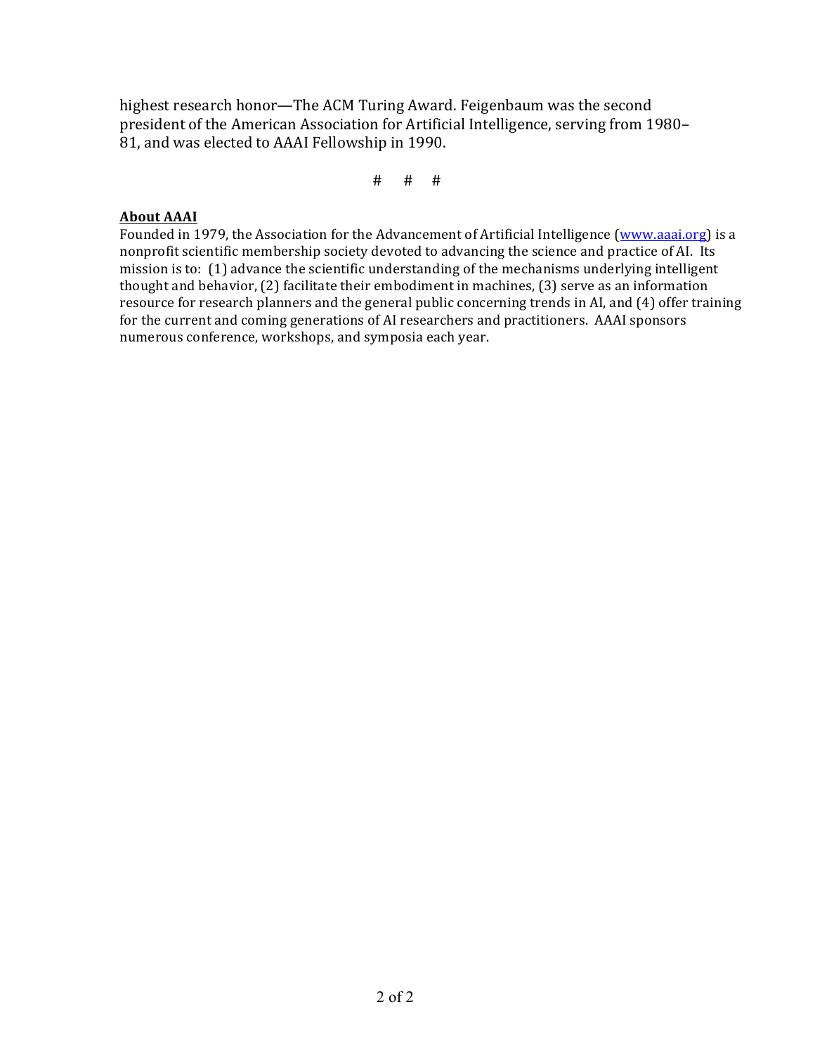highest research honor—The ACM Turing Award. Feigenbaum was the second president of the American Association for Artificial Intelligence, serving from 1980–81, and was elected to AAAI Fellowship in 1990.

# # #

**About AAAI**

Founded in 1979, the Association for the Advancement of Artificial Intelligence ([www.aaai.org](http://www.aaai.org)) is a nonprofit scientific membership society devoted to advancing the science and practice of AI. Its mission is to: (1) advance the scientific understanding of the mechanisms underlying intelligent thought and behavior, (2) facilitate their embodiment in machines, (3) serve as an information resource for research planners and the general public concerning trends in AI, and (4) offer training for the current and coming generations of AI researchers and practitioners. AAAI sponsors numerous conference, workshops, and symposia each year.